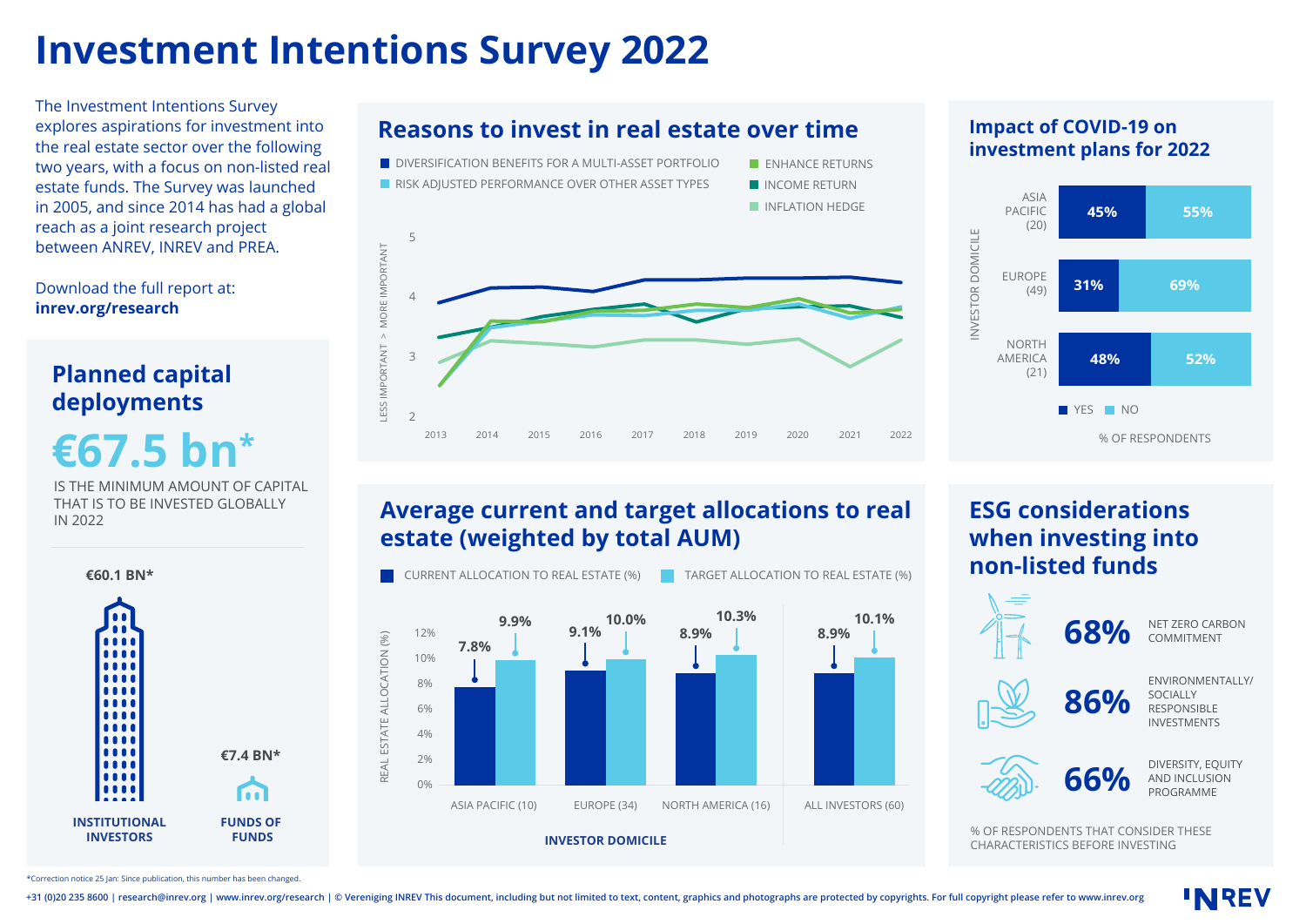# Investment Intentions Survey 2022

The Investment Intentions Survey explores aspirations for investment into the real estate sector over the following two years, with a focus on non-listed real estate funds. The Survey was launched in 2005, and since 2014 has had a global reach as a joint research project between ANREV, INREV and PREA.

Download the full report at:
**inrev.org/research**

## Planned capital deployments

**€67.5 bn***

IS THE MINIMUM AMOUNT OF CAPITAL THAT IS TO BE INVESTED GLOBALLY IN 2022

| INSTITUTIONAL INVESTORS | FUNDS OF FUNDS |
|---|---|
| €60.1 BN* | €7.4 BN* |

## Reasons to invest in real estate over time

- DIVERSIFICATION BENEFITS FOR A MULTI-ASSET PORTFOLIO
- RISK ADJUSTED PERFORMANCE OVER OTHER ASSET TYPES
- ENHANCE RETURNS
- INCOME RETURN
- INFLATION HEDGE

LESS IMPORTANT > MORE IMPORTANT

## Impact of COVID-19 on investment plans for 2022

| INVESTOR DOMICILE | YES | NO |
|---|---|---|
| ASIA PACIFIC (20) | 45% | 55% |
| EUROPE (49) | 31% | 69% |
| NORTH AMERICA (21) | 48% | 52% |

% OF RESPONDENTS

## Average current and target allocations to real estate (weighted by total AUM)

| INVESTOR DOMICILE | CURRENT ALLOCATION TO REAL ESTATE (%) | TARGET ALLOCATION TO REAL ESTATE (%) |
|---|---|---|
| ASIA PACIFIC (10) | 7.8% | 9.9% |
| EUROPE (34) | 9.1% | 10.0% |
| NORTH AMERICA (16) | 8.9% | 10.3% |
| ALL INVESTORS (60) | 8.9% | 10.1% |

## ESG considerations when investing into non-listed funds

- **68%** NET ZERO CARBON COMMITMENT
- **86%** ENVIRONMENTALLY/ SOCIALLY RESPONSIBLE INVESTMENTS
- **66%** DIVERSITY, EQUITY AND INCLUSION PROGRAMME

% OF RESPONDENTS THAT CONSIDER THESE CHARACTERISTICS BEFORE INVESTING

*Correction notice 25 Jan: Since publication, this number has been changed.

+31 (0)20 235 8600 | research@inrev.org | www.inrev.org/research | © Vereniging INREV This document, including but not limited to text, content, graphics and photographs are protected by copyrights. For full copyright please refer to www.inrev.org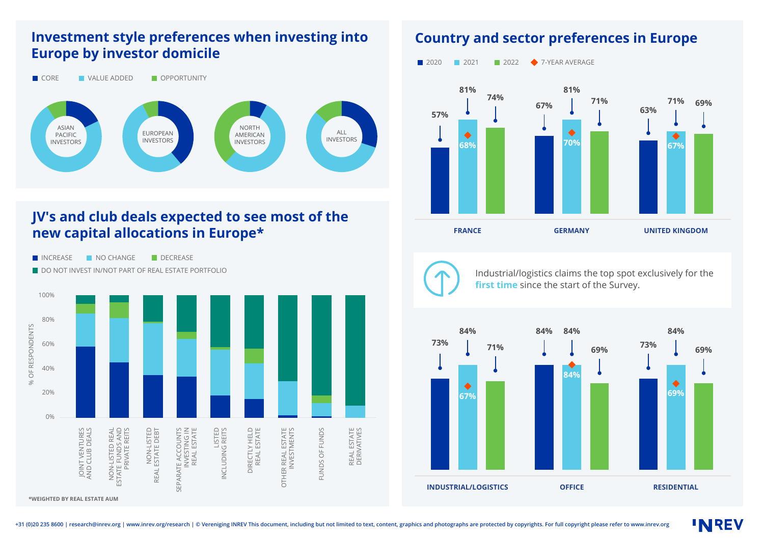## Investment style preferences when investing into Europe by investor domicile

CORE | VALUE ADDED | OPPORTUNITY

ASIAN PACIFIC INVESTORS

EUROPEAN INVESTORS

NORTH AMERICAN INVESTORS

ALL INVESTORS

## JV's and club deals expected to see most of the new capital allocations in Europe*

INCREASE | NO CHANGE | DECREASE | DO NOT INVEST IN/NOT PART OF REAL ESTATE PORTFOLIO

% OF RESPONDENTS

100%
80%
60%
40%
20%
0%

JOINT VENTURES AND CLUB DEALS

NON-LISTED REAL ESTATE FUNDS AND PRIVATE REITS

NON-LISTED REAL ESTATE DEBT

SEPARATE ACCOUNTS INVESTING IN REAL ESTATE

LISTED INCLUDING REITS

DIRECTLY HELD REAL ESTATE

OTHER REAL ESTATE INVESTMENTS

FUNDS OF FUNDS

REAL ESTATE DERIVATIVES

*WEIGHTED BY REAL ESTATE AUM

## Country and sector preferences in Europe

2020 | 2021 | 2022 | 7-YEAR AVERAGE

FRANCE: 57% | 81% | 74% | 68%

GERMANY: 67% | 81% | 71% | 70%

UNITED KINGDOM: 63% | 71% | 69% | 67%

Industrial/logistics claims the top spot exclusively for the **first time** since the start of the Survey.

INDUSTRIAL/LOGISTICS: 73% | 84% | 71% | 67%

OFFICE: 84% | 84% | 69% | 84%

RESIDENTIAL: 73% | 84% | 69% | 69%